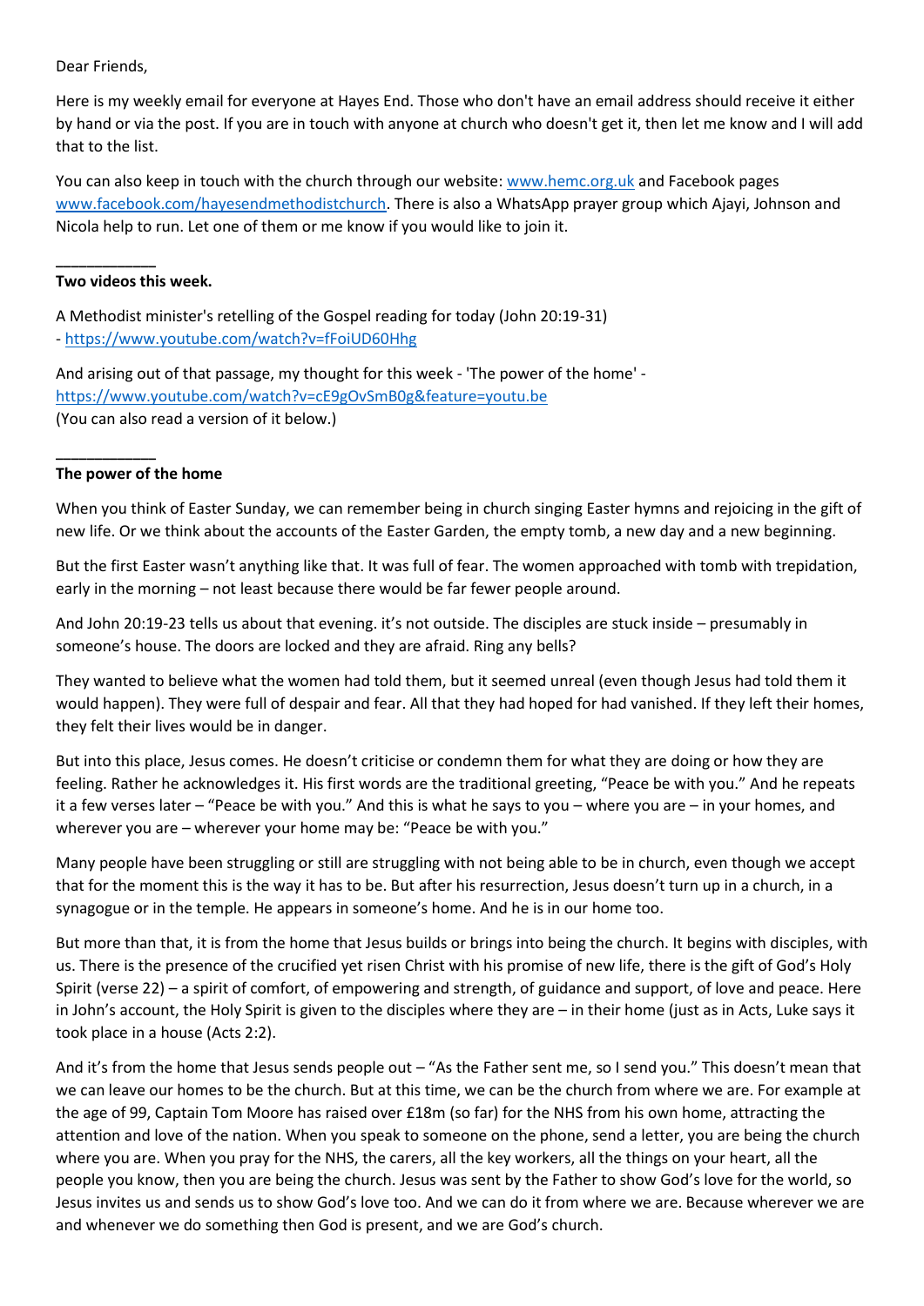Dear Friends,

Here is my weekly email for everyone at Hayes End. Those who don't have an email address should receive it either by hand or via the post. If you are in touch with anyone at church who doesn't get it, then let me know and I will add that to the list.

You can also keep in touch with the church through our website: [www.hemc.org.uk](http://www.hemc.org.uk) and Facebook pages [www.facebook.com/hayesendmethodistchurch](http://www.facebook.com/hayesendmethodistchurch). There is also a WhatsApp prayer group which Ajayi, Johnson and Nicola help to run. Let one of them or me know if you would like to join it.

\_\_\_\_\_\_\_\_\_\_\_\_

**Two videos this week.**

A Methodist minister's retelling of the Gospel reading for today (John 20:19-31)
- https://www.youtube.com/watch?v=fFoiUD60Hhg

And arising out of that passage, my thought for this week - 'The power of the home' - https://www.youtube.com/watch?v=cE9gOvSmB0g&feature=youtu.be
(You can also read a version of it below.)

\_\_\_\_\_\_\_\_\_\_\_\_

**The power of the home**

When you think of Easter Sunday, we can remember being in church singing Easter hymns and rejoicing in the gift of new life. Or we think about the accounts of the Easter Garden, the empty tomb, a new day and a new beginning.

But the first Easter wasn't anything like that. It was full of fear. The women approached with tomb with trepidation, early in the morning – not least because there would be far fewer people around.

And John 20:19-23 tells us about that evening. it's not outside. The disciples are stuck inside – presumably in someone's house. The doors are locked and they are afraid. Ring any bells?

They wanted to believe what the women had told them, but it seemed unreal (even though Jesus had told them it would happen). They were full of despair and fear. All that they had hoped for had vanished. If they left their homes, they felt their lives would be in danger.

But into this place, Jesus comes. He doesn't criticise or condemn them for what they are doing or how they are feeling. Rather he acknowledges it. His first words are the traditional greeting, "Peace be with you." And he repeats it a few verses later – "Peace be with you." And this is what he says to you – where you are – in your homes, and wherever you are – wherever your home may be: "Peace be with you."

Many people have been struggling or still are struggling with not being able to be in church, even though we accept that for the moment this is the way it has to be. But after his resurrection, Jesus doesn't turn up in a church, in a synagogue or in the temple. He appears in someone's home. And he is in our home too.

But more than that, it is from the home that Jesus builds or brings into being the church. It begins with disciples, with us. There is the presence of the crucified yet risen Christ with his promise of new life, there is the gift of God's Holy Spirit (verse 22) – a spirit of comfort, of empowering and strength, of guidance and support, of love and peace. Here in John's account, the Holy Spirit is given to the disciples where they are – in their home (just as in Acts, Luke says it took place in a house (Acts 2:2).

And it's from the home that Jesus sends people out – "As the Father sent me, so I send you." This doesn't mean that we can leave our homes to be the church. But at this time, we can be the church from where we are. For example at the age of 99, Captain Tom Moore has raised over £18m (so far) for the NHS from his own home, attracting the attention and love of the nation. When you speak to someone on the phone, send a letter, you are being the church where you are. When you pray for the NHS, the carers, all the key workers, all the things on your heart, all the people you know, then you are being the church. Jesus was sent by the Father to show God's love for the world, so Jesus invites us and sends us to show God's love too. And we can do it from where we are. Because wherever we are and whenever we do something then God is present, and we are God's church.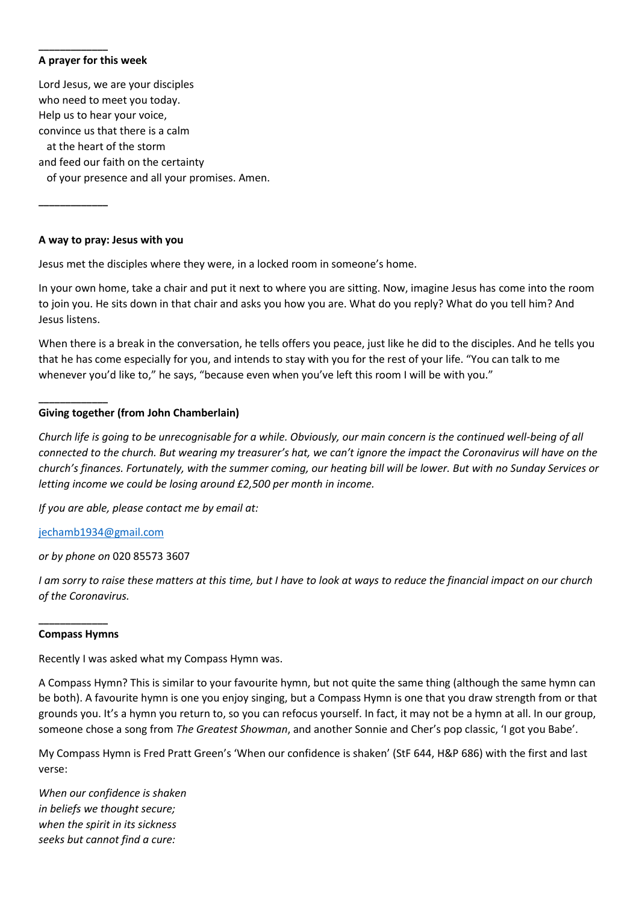### A prayer for this week

Lord Jesus, we are your disciples
who need to meet you today.
Help us to hear your voice,
convince us that there is a calm
  at the heart of the storm
and feed our faith on the certainty
  of your presence and all your promises. Amen.

---

### A way to pray: Jesus with you

Jesus met the disciples where they were, in a locked room in someone's home.

In your own home, take a chair and put it next to where you are sitting. Now, imagine Jesus has come into the room to join you. He sits down in that chair and asks you how you are. What do you reply? What do you tell him? And Jesus listens.

When there is a break in the conversation, he tells offers you peace, just like he did to the disciples. And he tells you that he has come especially for you, and intends to stay with you for the rest of your life. "You can talk to me whenever you'd like to," he says, "because even when you've left this room I will be with you."

---

### Giving together (from John Chamberlain)

*Church life is going to be unrecognisable for a while. Obviously, our main concern is the continued well-being of all connected to the church. But wearing my treasurer's hat, we can't ignore the impact the Coronavirus will have on the church's finances. Fortunately, with the summer coming, our heating bill will be lower. But with no Sunday Services or letting income we could be losing around £2,500 per month in income.*

*If you are able, please contact me by email at:*

jechamb1934@gmail.com

*or by phone on* 020 85573 3607

*I am sorry to raise these matters at this time, but I have to look at ways to reduce the financial impact on our church of the Coronavirus.*

---

### Compass Hymns

Recently I was asked what my Compass Hymn was.

A Compass Hymn? This is similar to your favourite hymn, but not quite the same thing (although the same hymn can be both). A favourite hymn is one you enjoy singing, but a Compass Hymn is one that you draw strength from or that grounds you. It's a hymn you return to, so you can refocus yourself. In fact, it may not be a hymn at all. In our group, someone chose a song from *The Greatest Showman*, and another Sonnie and Cher's pop classic, 'I got you Babe'.

My Compass Hymn is Fred Pratt Green's 'When our confidence is shaken' (StF 644, H&P 686) with the first and last verse:

*When our confidence is shaken*
*in beliefs we thought secure;*
*when the spirit in its sickness*
*seeks but cannot find a cure:*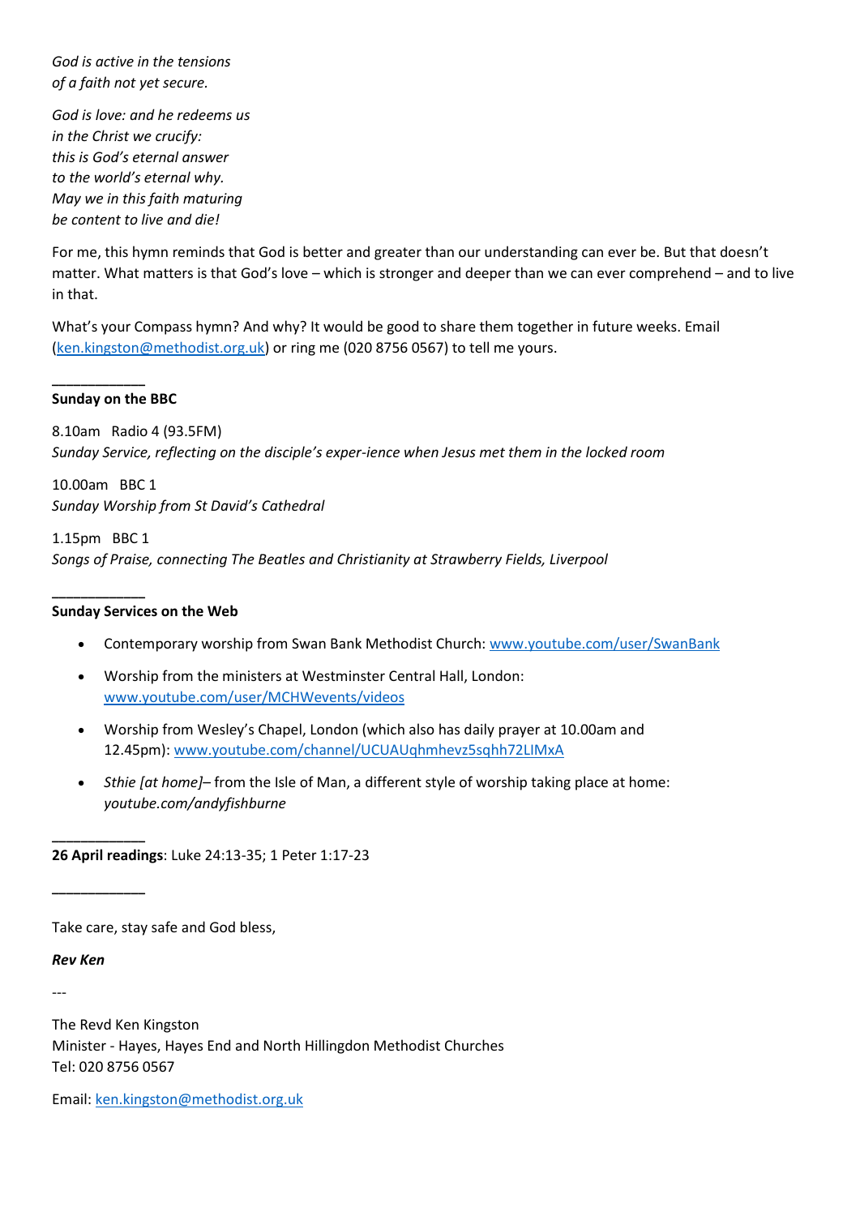*God is active in the tensions*
*of a faith not yet secure.*

*God is love: and he redeems us*
*in the Christ we crucify:*
*this is God's eternal answer*
*to the world's eternal why.*
*May we in this faith maturing*
*be content to live and die!*

For me, this hymn reminds that God is better and greater than our understanding can ever be. But that doesn't matter. What matters is that God's love – which is stronger and deeper than we can ever comprehend – and to live in that.

What's your Compass hymn? And why? It would be good to share them together in future weeks. Email (ken.kingston@methodist.org.uk) or ring me (020 8756 0567) to tell me yours.

___________

**Sunday on the BBC**

8.10am   Radio 4 (93.5FM)
*Sunday Service, reflecting on the disciple's exper-ience when Jesus met them in the locked room*

10.00am   BBC 1
*Sunday Worship from St David's Cathedral*

1.15pm   BBC 1
*Songs of Praise, connecting The Beatles and Christianity at Strawberry Fields, Liverpool*

___________

**Sunday Services on the Web**

- Contemporary worship from Swan Bank Methodist Church: www.youtube.com/user/SwanBank
- Worship from the ministers at Westminster Central Hall, London: www.youtube.com/user/MCHWevents/videos
- Worship from Wesley's Chapel, London (which also has daily prayer at 10.00am and 12.45pm): www.youtube.com/channel/UCUAUqhmhevz5sqhh72LIMxA
- *Sthie [at home]*– from the Isle of Man, a different style of worship taking place at home: *youtube.com/andyfishburne*

___________

**26 April readings**: Luke 24:13-35; 1 Peter 1:17-23

___________

Take care, stay safe and God bless,

***Rev Ken***

---

The Revd Ken Kingston
Minister - Hayes, Hayes End and North Hillingdon Methodist Churches
Tel: 020 8756 0567

Email: ken.kingston@methodist.org.uk